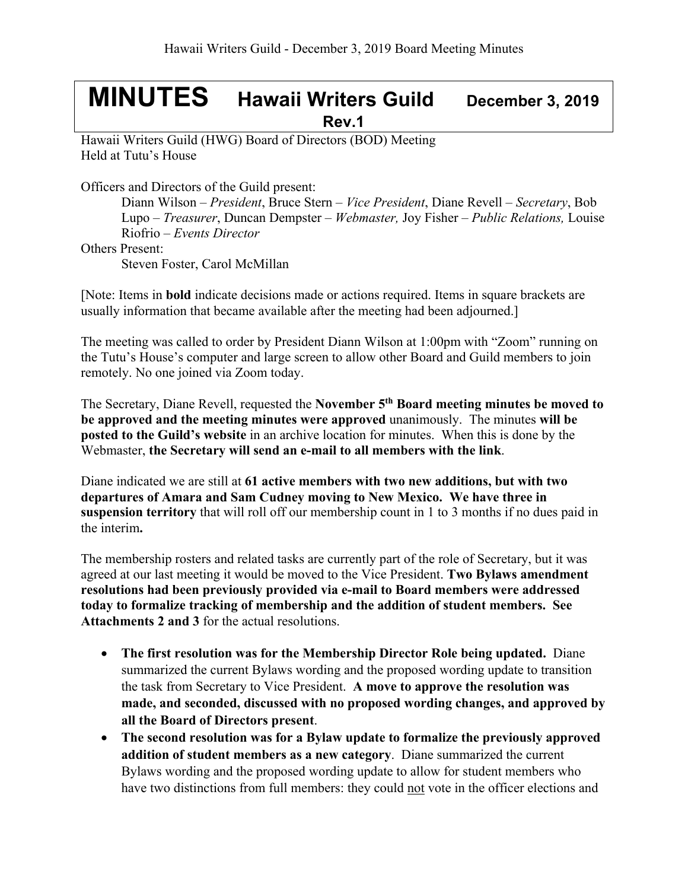# MINUTES Hawaii Writers Guild December 3, 2019

**Rev.1**

Hawaii Writers Guild (HWG) Board of Directors (BOD) Meeting
Held at Tutu's House

Officers and Directors of the Guild present:

Diann Wilson – *President*, Bruce Stern – *Vice President*, Diane Revell – *Secretary*, Bob Lupo – *Treasurer*, Duncan Dempster – *Webmaster,* Joy Fisher – *Public Relations,* Louise Riofrio – *Events Director*

Others Present:

Steven Foster, Carol McMillan

[Note: Items in **bold** indicate decisions made or actions required. Items in square brackets are usually information that became available after the meeting had been adjourned.]

The meeting was called to order by President Diann Wilson at 1:00pm with "Zoom" running on the Tutu's House's computer and large screen to allow other Board and Guild members to join remotely. No one joined via Zoom today.

The Secretary, Diane Revell, requested the **November 5th Board meeting minutes be moved to be approved and the meeting minutes were approved** unanimously. The minutes **will be posted to the Guild's website** in an archive location for minutes. When this is done by the Webmaster, **the Secretary will send an e-mail to all members with the link**.

Diane indicated we are still at **61 active members with two new additions, but with two departures of Amara and Sam Cudney moving to New Mexico. We have three in suspension territory** that will roll off our membership count in 1 to 3 months if no dues paid in the interim**.**

The membership rosters and related tasks are currently part of the role of Secretary, but it was agreed at our last meeting it would be moved to the Vice President. **Two Bylaws amendment resolutions had been previously provided via e-mail to Board members were addressed today to formalize tracking of membership and the addition of student members. See Attachments 2 and 3** for the actual resolutions.

- **The first resolution was for the Membership Director Role being updated.** Diane summarized the current Bylaws wording and the proposed wording update to transition the task from Secretary to Vice President. **A move to approve the resolution was made, and seconded, discussed with no proposed wording changes, and approved by all the Board of Directors present**.
- **The second resolution was for a Bylaw update to formalize the previously approved addition of student members as a new category**. Diane summarized the current Bylaws wording and the proposed wording update to allow for student members who have two distinctions from full members: they could not vote in the officer elections and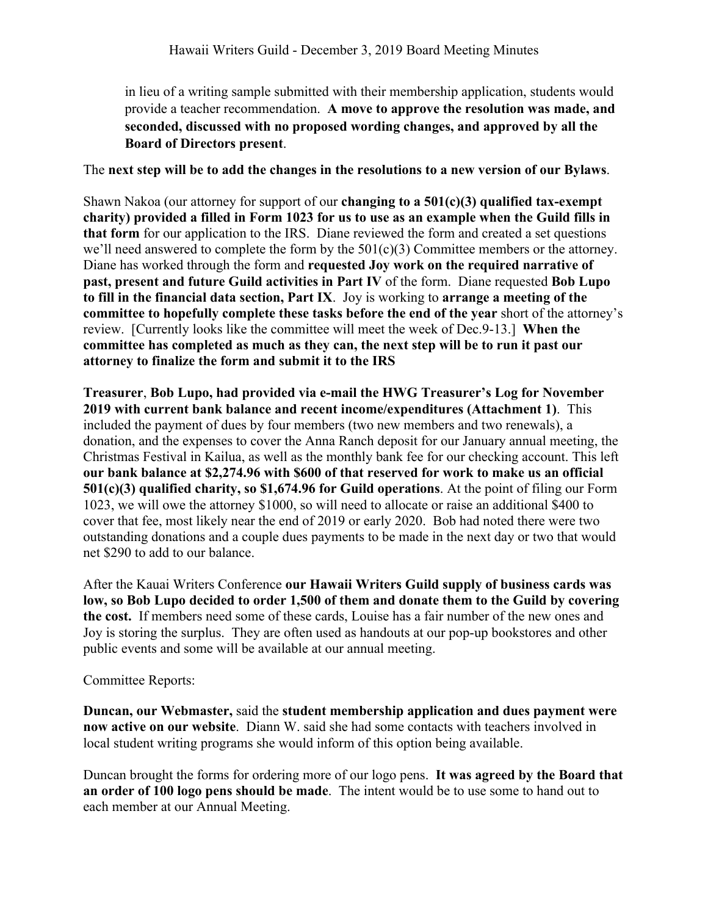in lieu of a writing sample submitted with their membership application, students would provide a teacher recommendation. **A move to approve the resolution was made, and seconded, discussed with no proposed wording changes, and approved by all the Board of Directors present**.

The **next step will be to add the changes in the resolutions to a new version of our Bylaws**.

Shawn Nakoa (our attorney for support of our **changing to a 501(c)(3) qualified tax-exempt charity) provided a filled in Form 1023 for us to use as an example when the Guild fills in that form** for our application to the IRS. Diane reviewed the form and created a set questions we'll need answered to complete the form by the 501(c)(3) Committee members or the attorney. Diane has worked through the form and **requested Joy work on the required narrative of past, present and future Guild activities in Part IV** of the form. Diane requested **Bob Lupo to fill in the financial data section, Part IX**. Joy is working to **arrange a meeting of the committee to hopefully complete these tasks before the end of the year** short of the attorney's review. [Currently looks like the committee will meet the week of Dec.9-13.] **When the committee has completed as much as they can, the next step will be to run it past our attorney to finalize the form and submit it to the IRS**

**Treasurer**, **Bob Lupo, had provided via e-mail the HWG Treasurer's Log for November 2019 with current bank balance and recent income/expenditures (Attachment 1)**. This included the payment of dues by four members (two new members and two renewals), a donation, and the expenses to cover the Anna Ranch deposit for our January annual meeting, the Christmas Festival in Kailua, as well as the monthly bank fee for our checking account. This left **our bank balance at $2,274.96 with $600 of that reserved for work to make us an official 501(c)(3) qualified charity, so $1,674.96 for Guild operations**. At the point of filing our Form 1023, we will owe the attorney $1000, so will need to allocate or raise an additional $400 to cover that fee, most likely near the end of 2019 or early 2020. Bob had noted there were two outstanding donations and a couple dues payments to be made in the next day or two that would net $290 to add to our balance.

After the Kauai Writers Conference **our Hawaii Writers Guild supply of business cards was low, so Bob Lupo decided to order 1,500 of them and donate them to the Guild by covering the cost.** If members need some of these cards, Louise has a fair number of the new ones and Joy is storing the surplus. They are often used as handouts at our pop-up bookstores and other public events and some will be available at our annual meeting.

Committee Reports:

**Duncan, our Webmaster,** said the **student membership application and dues payment were now active on our website**. Diann W. said she had some contacts with teachers involved in local student writing programs she would inform of this option being available.

Duncan brought the forms for ordering more of our logo pens. **It was agreed by the Board that an order of 100 logo pens should be made**. The intent would be to use some to hand out to each member at our Annual Meeting.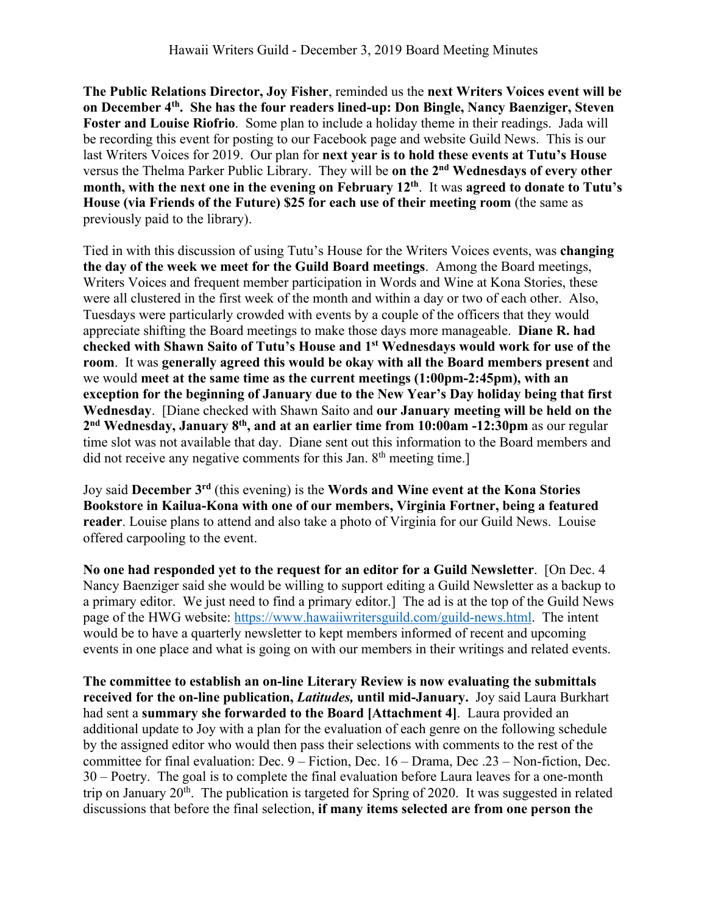**The Public Relations Director, Joy Fisher**, reminded us the **next Writers Voices event will be on December 4th. She has the four readers lined-up: Don Bingle, Nancy Baenziger, Steven Foster and Louise Riofrio**. Some plan to include a holiday theme in their readings. Jada will be recording this event for posting to our Facebook page and website Guild News. This is our last Writers Voices for 2019. Our plan for **next year is to hold these events at Tutu's House** versus the Thelma Parker Public Library. They will be **on the 2nd Wednesdays of every other month, with the next one in the evening on February 12th**. It was **agreed to donate to Tutu's House (via Friends of the Future) $25 for each use of their meeting room** (the same as previously paid to the library).

Tied in with this discussion of using Tutu's House for the Writers Voices events, was **changing the day of the week we meet for the Guild Board meetings**. Among the Board meetings, Writers Voices and frequent member participation in Words and Wine at Kona Stories, these were all clustered in the first week of the month and within a day or two of each other. Also, Tuesdays were particularly crowded with events by a couple of the officers that they would appreciate shifting the Board meetings to make those days more manageable. **Diane R. had checked with Shawn Saito of Tutu's House and 1st Wednesdays would work for use of the room**. It was **generally agreed this would be okay with all the Board members present** and we would **meet at the same time as the current meetings (1:00pm-2:45pm), with an exception for the beginning of January due to the New Year's Day holiday being that first Wednesday**. [Diane checked with Shawn Saito and **our January meeting will be held on the 2nd Wednesday, January 8th, and at an earlier time from 10:00am -12:30pm** as our regular time slot was not available that day. Diane sent out this information to the Board members and did not receive any negative comments for this Jan. 8th meeting time.]

Joy said **December 3rd** (this evening) is the **Words and Wine event at the Kona Stories Bookstore in Kailua-Kona with one of our members, Virginia Fortner, being a featured reader**. Louise plans to attend and also take a photo of Virginia for our Guild News. Louise offered carpooling to the event.

**No one had responded yet to the request for an editor for a Guild Newsletter**. [On Dec. 4 Nancy Baenziger said she would be willing to support editing a Guild Newsletter as a backup to a primary editor. We just need to find a primary editor.] The ad is at the top of the Guild News page of the HWG website: https://www.hawaiiwritersguild.com/guild-news.html. The intent would be to have a quarterly newsletter to kept members informed of recent and upcoming events in one place and what is going on with our members in their writings and related events.

**The committee to establish an on-line Literary Review is now evaluating the submittals received for the on-line publication, *Latitudes,* until mid-January.** Joy said Laura Burkhart had sent a **summary she forwarded to the Board [Attachment 4]**. Laura provided an additional update to Joy with a plan for the evaluation of each genre on the following schedule by the assigned editor who would then pass their selections with comments to the rest of the committee for final evaluation: Dec. 9 – Fiction, Dec. 16 – Drama, Dec .23 – Non-fiction, Dec. 30 – Poetry. The goal is to complete the final evaluation before Laura leaves for a one-month trip on January 20th. The publication is targeted for Spring of 2020. It was suggested in related discussions that before the final selection, **if many items selected are from one person the**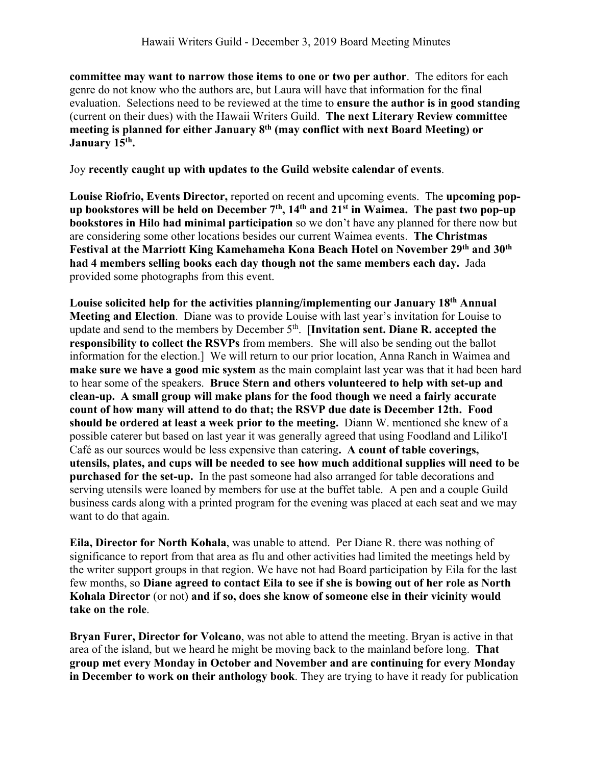**committee may want to narrow those items to one or two per author**. The editors for each genre do not know who the authors are, but Laura will have that information for the final evaluation. Selections need to be reviewed at the time to **ensure the author is in good standing** (current on their dues) with the Hawaii Writers Guild. **The next Literary Review committee meeting is planned for either January 8th (may conflict with next Board Meeting) or January 15th.**

Joy **recently caught up with updates to the Guild website calendar of events**.

**Louise Riofrio, Events Director,** reported on recent and upcoming events. The **upcoming pop-up bookstores will be held on December 7th, 14th and 21st in Waimea. The past two pop-up bookstores in Hilo had minimal participation** so we don't have any planned for there now but are considering some other locations besides our current Waimea events. **The Christmas Festival at the Marriott King Kamehameha Kona Beach Hotel on November 29th and 30th had 4 members selling books each day though not the same members each day.** Jada provided some photographs from this event.

**Louise solicited help for the activities planning/implementing our January 18th Annual Meeting and Election**. Diane was to provide Louise with last year's invitation for Louise to update and send to the members by December 5th. [**Invitation sent. Diane R. accepted the responsibility to collect the RSVPs** from members. She will also be sending out the ballot information for the election.] We will return to our prior location, Anna Ranch in Waimea and **make sure we have a good mic system** as the main complaint last year was that it had been hard to hear some of the speakers. **Bruce Stern and others volunteered to help with set-up and clean-up. A small group will make plans for the food though we need a fairly accurate count of how many will attend to do that; the RSVP due date is December 12th. Food should be ordered at least a week prior to the meeting.** Diann W. mentioned she knew of a possible caterer but based on last year it was generally agreed that using Foodland and Liliko'I Café as our sources would be less expensive than catering**. A count of table coverings, utensils, plates, and cups will be needed to see how much additional supplies will need to be purchased for the set-up.** In the past someone had also arranged for table decorations and serving utensils were loaned by members for use at the buffet table. A pen and a couple Guild business cards along with a printed program for the evening was placed at each seat and we may want to do that again.

**Eila, Director for North Kohala**, was unable to attend. Per Diane R. there was nothing of significance to report from that area as flu and other activities had limited the meetings held by the writer support groups in that region. We have not had Board participation by Eila for the last few months, so **Diane agreed to contact Eila to see if she is bowing out of her role as North Kohala Director** (or not) **and if so, does she know of someone else in their vicinity would take on the role**.

**Bryan Furer, Director for Volcano**, was not able to attend the meeting. Bryan is active in that area of the island, but we heard he might be moving back to the mainland before long. **That group met every Monday in October and November and are continuing for every Monday in December to work on their anthology book**. They are trying to have it ready for publication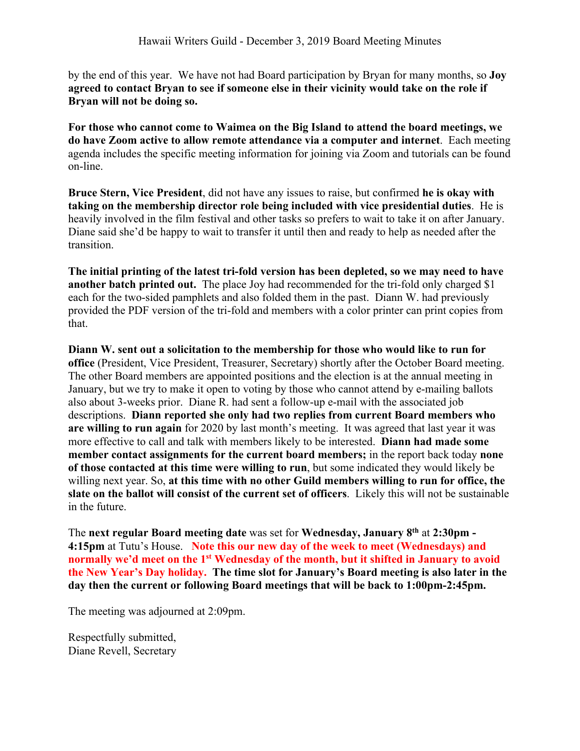by the end of this year. We have not had Board participation by Bryan for many months, so **Joy agreed to contact Bryan to see if someone else in their vicinity would take on the role if Bryan will not be doing so.**

**For those who cannot come to Waimea on the Big Island to attend the board meetings, we do have Zoom active to allow remote attendance via a computer and internet**. Each meeting agenda includes the specific meeting information for joining via Zoom and tutorials can be found on-line.

**Bruce Stern, Vice President**, did not have any issues to raise, but confirmed **he is okay with taking on the membership director role being included with vice presidential duties**. He is heavily involved in the film festival and other tasks so prefers to wait to take it on after January. Diane said she'd be happy to wait to transfer it until then and ready to help as needed after the transition.

**The initial printing of the latest tri-fold version has been depleted, so we may need to have another batch printed out.** The place Joy had recommended for the tri-fold only charged $1 each for the two-sided pamphlets and also folded them in the past. Diann W. had previously provided the PDF version of the tri-fold and members with a color printer can print copies from that.

**Diann W. sent out a solicitation to the membership for those who would like to run for office** (President, Vice President, Treasurer, Secretary) shortly after the October Board meeting. The other Board members are appointed positions and the election is at the annual meeting in January, but we try to make it open to voting by those who cannot attend by e-mailing ballots also about 3-weeks prior. Diane R. had sent a follow-up e-mail with the associated job descriptions. **Diann reported she only had two replies from current Board members who are willing to run again** for 2020 by last month's meeting. It was agreed that last year it was more effective to call and talk with members likely to be interested. **Diann had made some member contact assignments for the current board members;** in the report back today **none of those contacted at this time were willing to run**, but some indicated they would likely be willing next year. So, **at this time with no other Guild members willing to run for office, the slate on the ballot will consist of the current set of officers**. Likely this will not be sustainable in the future.

The **next regular Board meeting date** was set for **Wednesday, January 8th** at **2:30pm - 4:15pm** at Tutu's House. **Note this our new day of the week to meet (Wednesdays) and normally we'd meet on the 1st Wednesday of the month, but it shifted in January to avoid the New Year's Day holiday. The time slot for January's Board meeting is also later in the day then the current or following Board meetings that will be back to 1:00pm-2:45pm.**

The meeting was adjourned at 2:09pm.

Respectfully submitted,
Diane Revell, Secretary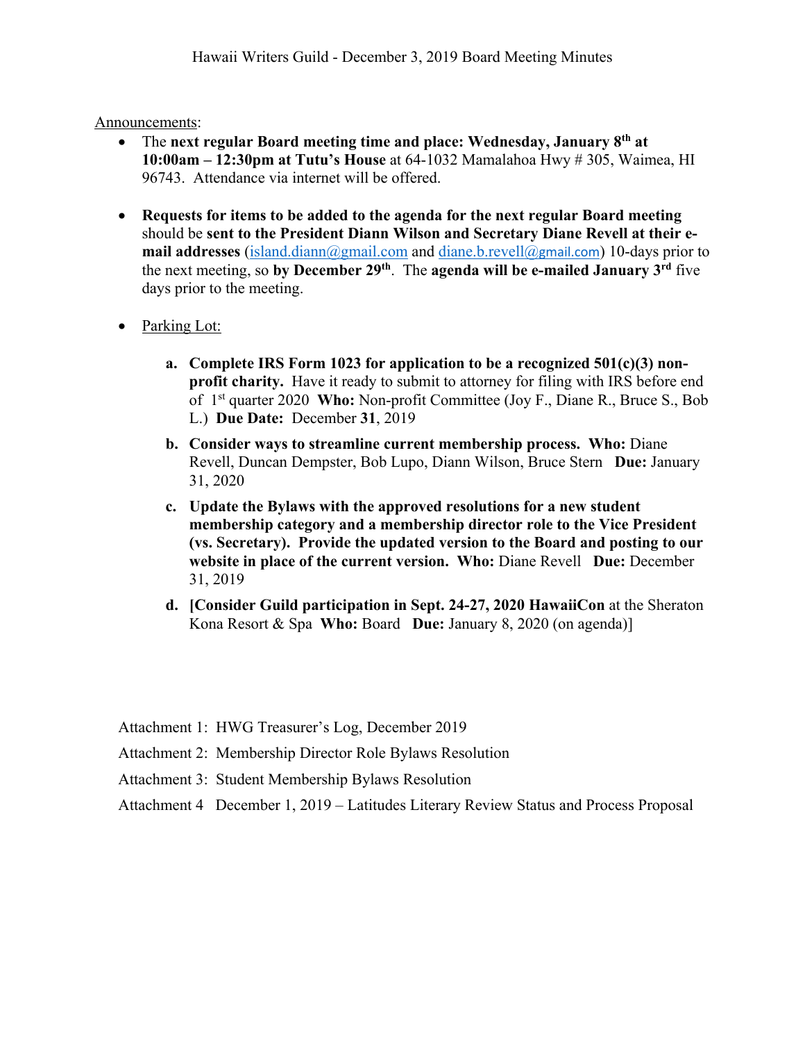Announcements:

- The **next regular Board meeting time and place: Wednesday, January 8th at 10:00am – 12:30pm at Tutu's House** at 64-1032 Mamalahoa Hwy # 305, Waimea, HI 96743. Attendance via internet will be offered.

- **Requests for items to be added to the agenda for the next regular Board meeting** should be **sent to the President Diann Wilson and Secretary Diane Revell at their e-mail addresses** (island.diann@gmail.com and diane.b.revell@gmail.com) 10-days prior to the next meeting, so **by December 29th**. The **agenda will be e-mailed January 3rd** five days prior to the meeting.

- Parking Lot:

  a. **Complete IRS Form 1023 for application to be a recognized 501(c)(3) non-profit charity.** Have it ready to submit to attorney for filing with IRS before end of 1st quarter 2020 **Who:** Non-profit Committee (Joy F., Diane R., Bruce S., Bob L.) **Due Date:** December **31**, 2019

  b. **Consider ways to streamline current membership process. Who:** Diane Revell, Duncan Dempster, Bob Lupo, Diann Wilson, Bruce Stern **Due:** January 31, 2020

  c. **Update the Bylaws with the approved resolutions for a new student membership category and a membership director role to the Vice President (vs. Secretary). Provide the updated version to the Board and posting to our website in place of the current version. Who:** Diane Revell **Due:** December 31, 2019

  d. **[Consider Guild participation in Sept. 24-27, 2020 HawaiiCon** at the Sheraton Kona Resort & Spa **Who:** Board **Due:** January 8, 2020 (on agenda)]

Attachment 1: HWG Treasurer's Log, December 2019

Attachment 2: Membership Director Role Bylaws Resolution

Attachment 3: Student Membership Bylaws Resolution

Attachment 4 December 1, 2019 – Latitudes Literary Review Status and Process Proposal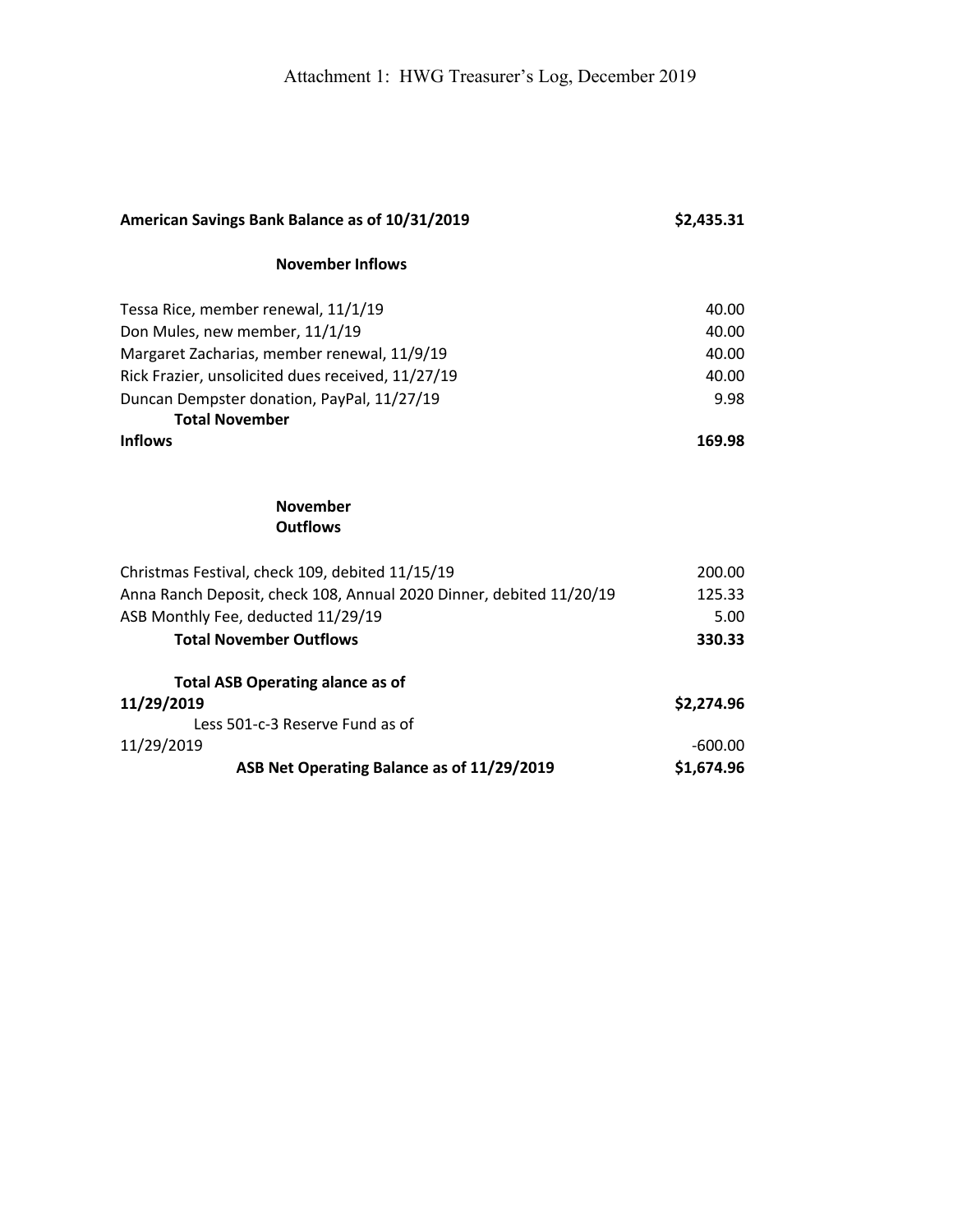# Attachment 1: HWG Treasurer's Log, December 2019

| | |
|---|---|
| **American Savings Bank Balance as of 10/31/2019** | **$2,435.31** |
| **November Inflows** | |
| Tessa Rice, member renewal, 11/1/19 | 40.00 |
| Don Mules, new member, 11/1/19 | 40.00 |
| Margaret Zacharias, member renewal, 11/9/19 | 40.00 |
| Rick Frazier, unsolicited dues received, 11/27/19 | 40.00 |
| Duncan Dempster donation, PayPal, 11/27/19 | 9.98 |
| **Total November Inflows** | **169.98** |
| **November Outflows** | |
| Christmas Festival, check 109, debited 11/15/19 | 200.00 |
| Anna Ranch Deposit, check 108, Annual 2020 Dinner, debited 11/20/19 | 125.33 |
| ASB Monthly Fee, deducted 11/29/19 | 5.00 |
| **Total November Outflows** | **330.33** |
| **Total ASB Operating alance as of 11/29/2019** | **$2,274.96** |
| Less 501-c-3 Reserve Fund as of 11/29/2019 | -600.00 |
| **ASB Net Operating Balance as of 11/29/2019** | **$1,674.96** |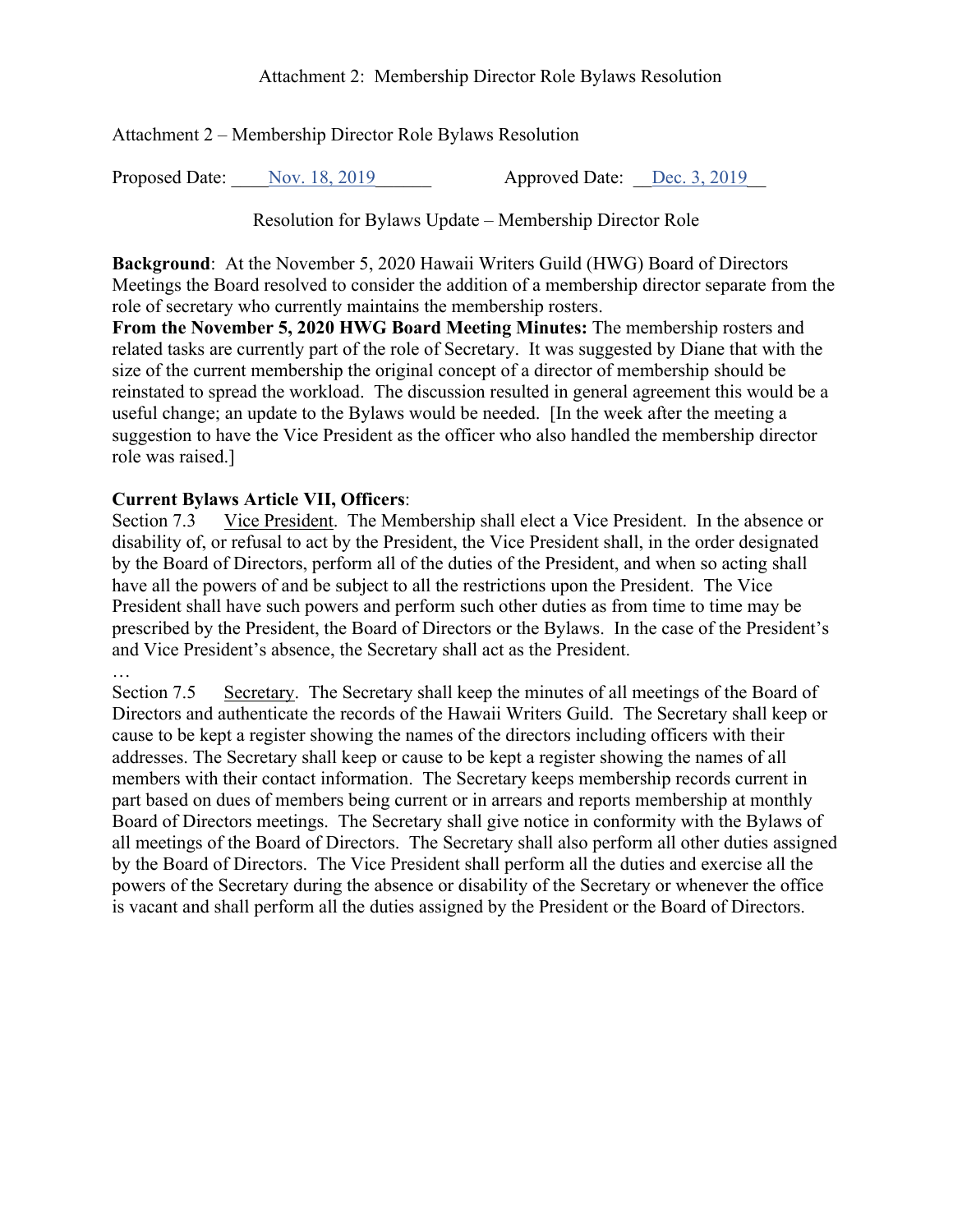Attachment 2: Membership Director Role Bylaws Resolution

Attachment 2 – Membership Director Role Bylaws Resolution

Proposed Date: Nov. 18, 2019 Approved Date: Dec. 3, 2019

Resolution for Bylaws Update – Membership Director Role

**Background**: At the November 5, 2020 Hawaii Writers Guild (HWG) Board of Directors Meetings the Board resolved to consider the addition of a membership director separate from the role of secretary who currently maintains the membership rosters.

**From the November 5, 2020 HWG Board Meeting Minutes:** The membership rosters and related tasks are currently part of the role of Secretary. It was suggested by Diane that with the size of the current membership the original concept of a director of membership should be reinstated to spread the workload. The discussion resulted in general agreement this would be a useful change; an update to the Bylaws would be needed. [In the week after the meeting a suggestion to have the Vice President as the officer who also handled the membership director role was raised.]

**Current Bylaws Article VII, Officers**:

Section 7.3 Vice President. The Membership shall elect a Vice President. In the absence or disability of, or refusal to act by the President, the Vice President shall, in the order designated by the Board of Directors, perform all of the duties of the President, and when so acting shall have all the powers of and be subject to all the restrictions upon the President. The Vice President shall have such powers and perform such other duties as from time to time may be prescribed by the President, the Board of Directors or the Bylaws. In the case of the President's and Vice President's absence, the Secretary shall act as the President.

…

Section 7.5 Secretary. The Secretary shall keep the minutes of all meetings of the Board of Directors and authenticate the records of the Hawaii Writers Guild. The Secretary shall keep or cause to be kept a register showing the names of the directors including officers with their addresses. The Secretary shall keep or cause to be kept a register showing the names of all members with their contact information. The Secretary keeps membership records current in part based on dues of members being current or in arrears and reports membership at monthly Board of Directors meetings. The Secretary shall give notice in conformity with the Bylaws of all meetings of the Board of Directors. The Secretary shall also perform all other duties assigned by the Board of Directors. The Vice President shall perform all the duties and exercise all the powers of the Secretary during the absence or disability of the Secretary or whenever the office is vacant and shall perform all the duties assigned by the President or the Board of Directors.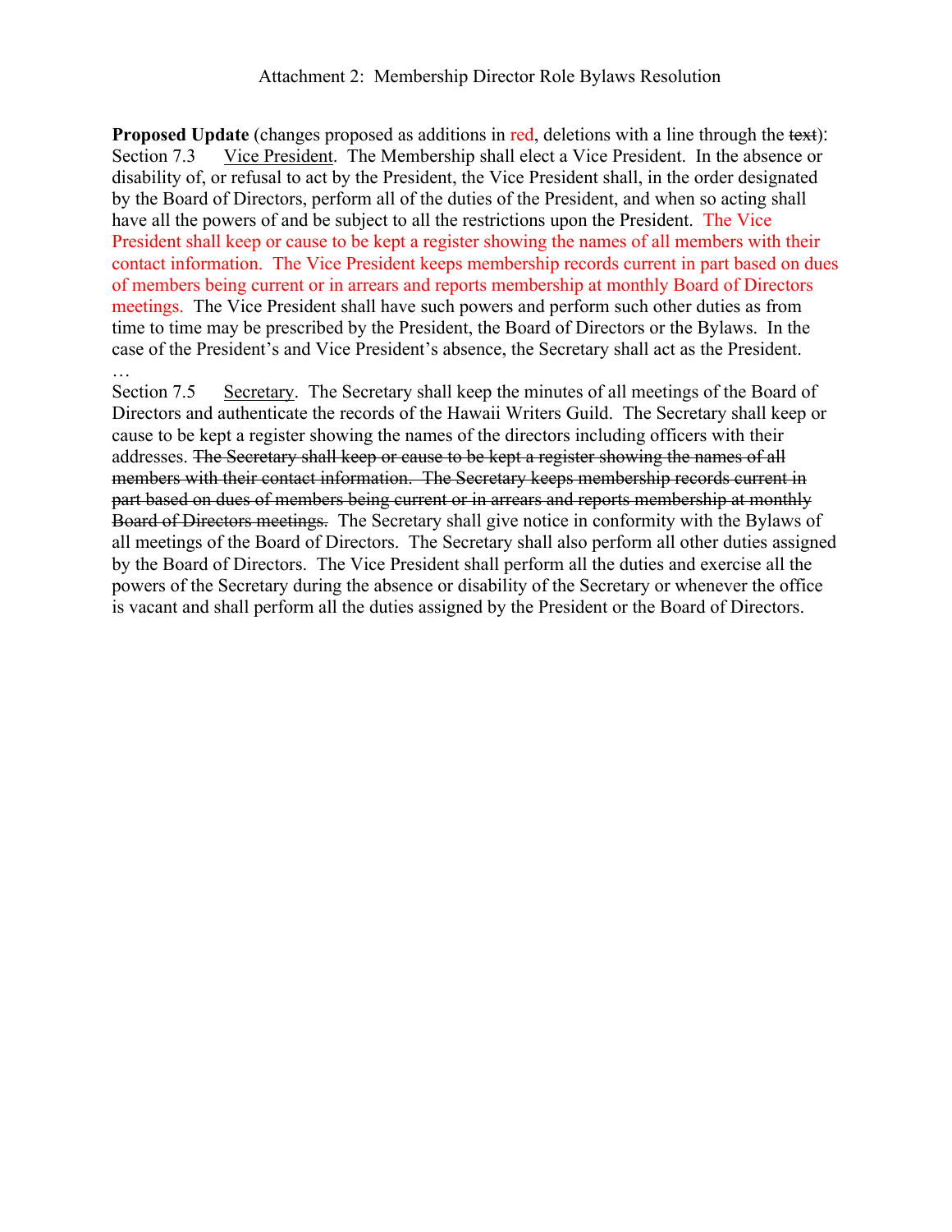Attachment 2: Membership Director Role Bylaws Resolution

**Proposed Update** (changes proposed as additions in red, deletions with a line through the ~~text~~):
Section 7.3 Vice President. The Membership shall elect a Vice President. In the absence or disability of, or refusal to act by the President, the Vice President shall, in the order designated by the Board of Directors, perform all of the duties of the President, and when so acting shall have all the powers of and be subject to all the restrictions upon the President. The Vice President shall keep or cause to be kept a register showing the names of all members with their contact information. The Vice President keeps membership records current in part based on dues of members being current or in arrears and reports membership at monthly Board of Directors meetings. The Vice President shall have such powers and perform such other duties as from time to time may be prescribed by the President, the Board of Directors or the Bylaws. In the case of the President's and Vice President's absence, the Secretary shall act as the President.

…

Section 7.5 Secretary. The Secretary shall keep the minutes of all meetings of the Board of Directors and authenticate the records of the Hawaii Writers Guild. The Secretary shall keep or cause to be kept a register showing the names of the directors including officers with their addresses. ~~The Secretary shall keep or cause to be kept a register showing the names of all members with their contact information. The Secretary keeps membership records current in part based on dues of members being current or in arrears and reports membership at monthly Board of Directors meetings.~~ The Secretary shall give notice in conformity with the Bylaws of all meetings of the Board of Directors. The Secretary shall also perform all other duties assigned by the Board of Directors. The Vice President shall perform all the duties and exercise all the powers of the Secretary during the absence or disability of the Secretary or whenever the office is vacant and shall perform all the duties assigned by the President or the Board of Directors.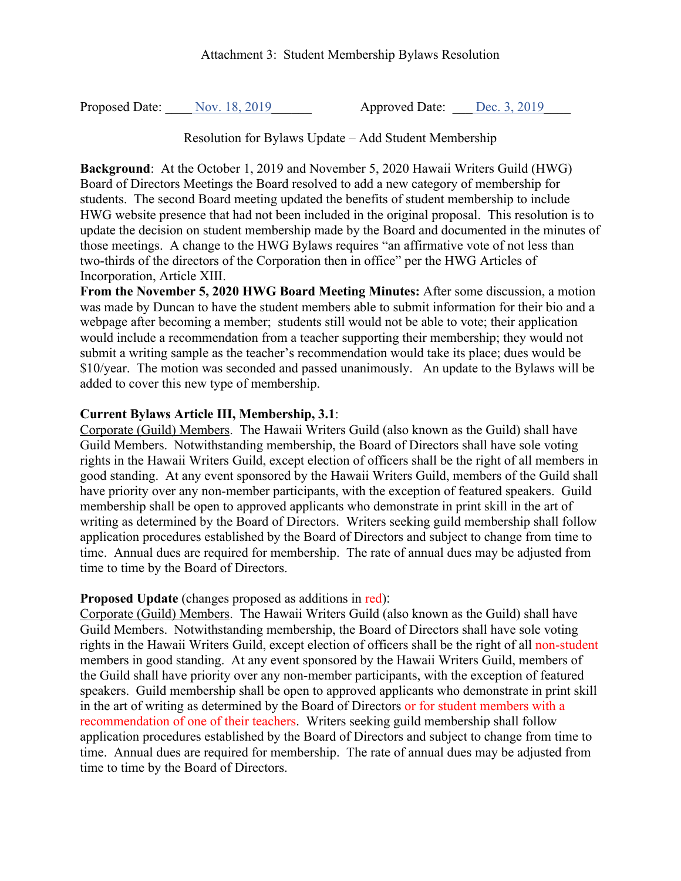Attachment 3: Student Membership Bylaws Resolution

Proposed Date: Nov. 18, 2019 Approved Date: Dec. 3, 2019

Resolution for Bylaws Update – Add Student Membership

**Background**: At the October 1, 2019 and November 5, 2020 Hawaii Writers Guild (HWG) Board of Directors Meetings the Board resolved to add a new category of membership for students. The second Board meeting updated the benefits of student membership to include HWG website presence that had not been included in the original proposal. This resolution is to update the decision on student membership made by the Board and documented in the minutes of those meetings. A change to the HWG Bylaws requires "an affirmative vote of not less than two-thirds of the directors of the Corporation then in office" per the HWG Articles of Incorporation, Article XIII.

**From the November 5, 2020 HWG Board Meeting Minutes:** After some discussion, a motion was made by Duncan to have the student members able to submit information for their bio and a webpage after becoming a member; students still would not be able to vote; their application would include a recommendation from a teacher supporting their membership; they would not submit a writing sample as the teacher's recommendation would take its place; dues would be $10/year. The motion was seconded and passed unanimously. An update to the Bylaws will be added to cover this new type of membership.

**Current Bylaws Article III, Membership, 3.1**:

Corporate (Guild) Members. The Hawaii Writers Guild (also known as the Guild) shall have Guild Members. Notwithstanding membership, the Board of Directors shall have sole voting rights in the Hawaii Writers Guild, except election of officers shall be the right of all members in good standing. At any event sponsored by the Hawaii Writers Guild, members of the Guild shall have priority over any non-member participants, with the exception of featured speakers. Guild membership shall be open to approved applicants who demonstrate in print skill in the art of writing as determined by the Board of Directors. Writers seeking guild membership shall follow application procedures established by the Board of Directors and subject to change from time to time. Annual dues are required for membership. The rate of annual dues may be adjusted from time to time by the Board of Directors.

**Proposed Update** (changes proposed as additions in red):

Corporate (Guild) Members. The Hawaii Writers Guild (also known as the Guild) shall have Guild Members. Notwithstanding membership, the Board of Directors shall have sole voting rights in the Hawaii Writers Guild, except election of officers shall be the right of all non-student members in good standing. At any event sponsored by the Hawaii Writers Guild, members of the Guild shall have priority over any non-member participants, with the exception of featured speakers. Guild membership shall be open to approved applicants who demonstrate in print skill in the art of writing as determined by the Board of Directors or for student members with a recommendation of one of their teachers. Writers seeking guild membership shall follow application procedures established by the Board of Directors and subject to change from time to time. Annual dues are required for membership. The rate of annual dues may be adjusted from time to time by the Board of Directors.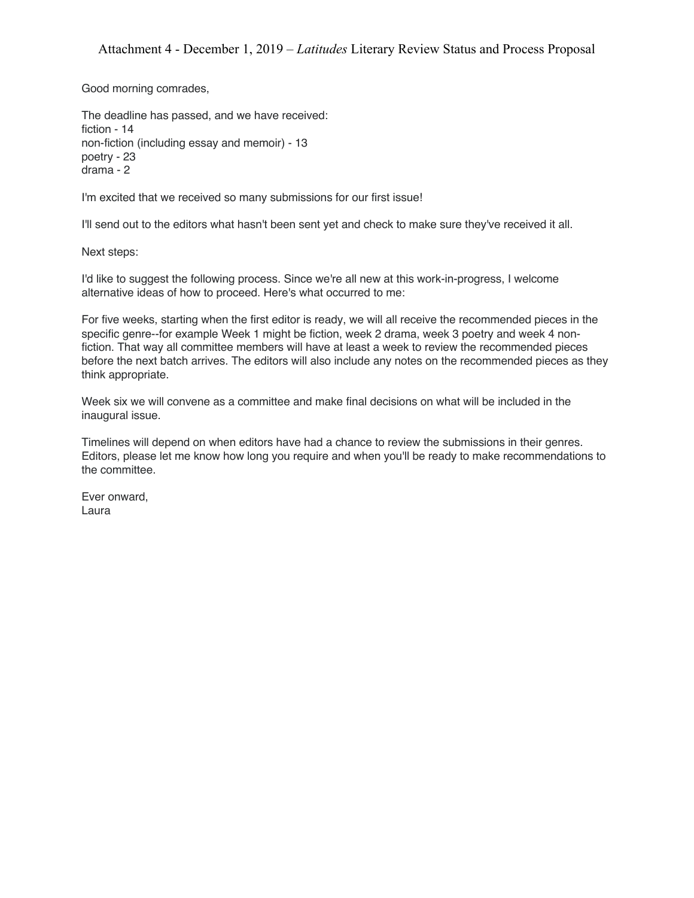Attachment 4 - December 1, 2019 – *Latitudes* Literary Review Status and Process Proposal

Good morning comrades,

The deadline has passed, and we have received:
fiction - 14
non-fiction (including essay and memoir) - 13
poetry - 23
drama - 2

I'm excited that we received so many submissions for our first issue!

I'll send out to the editors what hasn't been sent yet and check to make sure they've received it all.

Next steps:

I'd like to suggest the following process. Since we're all new at this work-in-progress, I welcome alternative ideas of how to proceed. Here's what occurred to me:

For five weeks, starting when the first editor is ready, we will all receive the recommended pieces in the specific genre--for example Week 1 might be fiction, week 2 drama, week 3 poetry and week 4 non-fiction. That way all committee members will have at least a week to review the recommended pieces before the next batch arrives. The editors will also include any notes on the recommended pieces as they think appropriate.

Week six we will convene as a committee and make final decisions on what will be included in the inaugural issue.

Timelines will depend on when editors have had a chance to review the submissions in their genres. Editors, please let me know how long you require and when you'll be ready to make recommendations to the committee.

Ever onward,
Laura